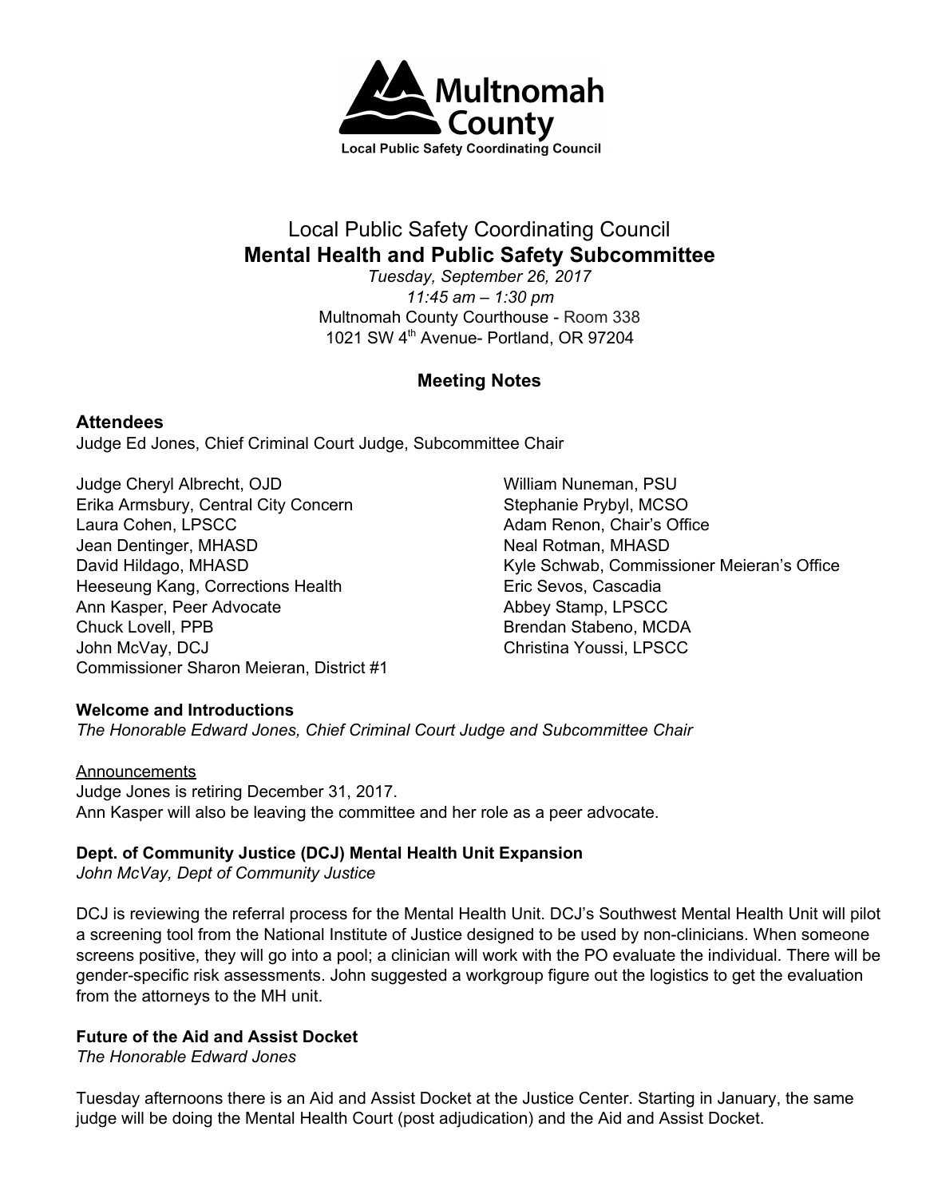Multnomah County

Local Public Safety Coordinating Council

# Local Public Safety Coordinating Council

## Mental Health and Public Safety Subcommittee

*Tuesday, September 26, 2017*
*11:45 am – 1:30 pm*
Multnomah County Courthouse - Room 338
1021 SW 4th Avenue- Portland, OR 97204

### Meeting Notes

### Attendees

Judge Ed Jones, Chief Criminal Court Judge, Subcommittee Chair

Judge Cheryl Albrecht, OJD
Erika Armsbury, Central City Concern
Laura Cohen, LPSCC
Jean Dentinger, MHASD
David Hildago, MHASD
Heeseung Kang, Corrections Health
Ann Kasper, Peer Advocate
Chuck Lovell, PPB
John McVay, DCJ
Commissioner Sharon Meieran, District #1
William Nuneman, PSU
Stephanie Prybyl, MCSO
Adam Renon, Chair's Office
Neal Rotman, MHASD
Kyle Schwab, Commissioner Meieran's Office
Eric Sevos, Cascadia
Abbey Stamp, LPSCC
Brendan Stabeno, MCDA
Christina Youssi, LPSCC

**Welcome and Introductions**

*The Honorable Edward Jones, Chief Criminal Court Judge and Subcommittee Chair*

<u>Announcements</u>

Judge Jones is retiring December 31, 2017.
Ann Kasper will also be leaving the committee and her role as a peer advocate.

**Dept. of Community Justice (DCJ) Mental Health Unit Expansion**

*John McVay, Dept of Community Justice*

DCJ is reviewing the referral process for the Mental Health Unit. DCJ's Southwest Mental Health Unit will pilot a screening tool from the National Institute of Justice designed to be used by non-clinicians. When someone screens positive, they will go into a pool; a clinician will work with the PO evaluate the individual. There will be gender-specific risk assessments. John suggested a workgroup figure out the logistics to get the evaluation from the attorneys to the MH unit.

**Future of the Aid and Assist Docket**

*The Honorable Edward Jones*

Tuesday afternoons there is an Aid and Assist Docket at the Justice Center. Starting in January, the same judge will be doing the Mental Health Court (post adjudication) and the Aid and Assist Docket.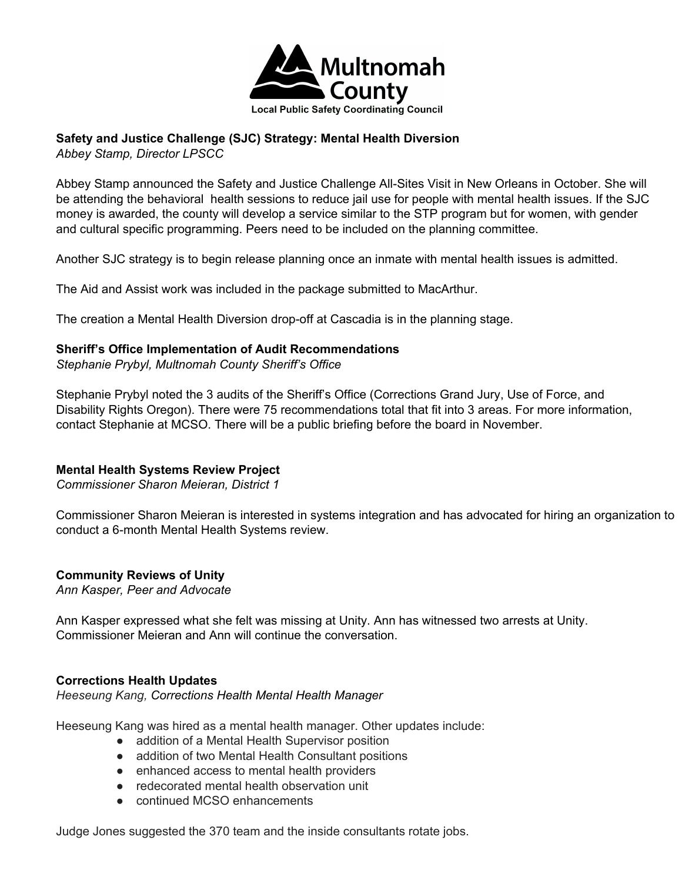**Multnomah County**
**Local Public Safety Coordinating Council**

**Safety and Justice Challenge (SJC) Strategy: Mental Health Diversion**
*Abbey Stamp, Director LPSCC*

Abbey Stamp announced the Safety and Justice Challenge All-Sites Visit in New Orleans in October. She will be attending the behavioral health sessions to reduce jail use for people with mental health issues. If the SJC money is awarded, the county will develop a service similar to the STP program but for women, with gender and cultural specific programming. Peers need to be included on the planning committee.

Another SJC strategy is to begin release planning once an inmate with mental health issues is admitted.

The Aid and Assist work was included in the package submitted to MacArthur.

The creation a Mental Health Diversion drop-off at Cascadia is in the planning stage.

**Sheriff's Office Implementation of Audit Recommendations**
*Stephanie Prybyl, Multnomah County Sheriff's Office*

Stephanie Prybyl noted the 3 audits of the Sheriff's Office (Corrections Grand Jury, Use of Force, and Disability Rights Oregon). There were 75 recommendations total that fit into 3 areas. For more information, contact Stephanie at MCSO. There will be a public briefing before the board in November.

**Mental Health Systems Review Project**
*Commissioner Sharon Meieran, District 1*

Commissioner Sharon Meieran is interested in systems integration and has advocated for hiring an organization to conduct a 6-month Mental Health Systems review.

**Community Reviews of Unity**
*Ann Kasper, Peer and Advocate*

Ann Kasper expressed what she felt was missing at Unity. Ann has witnessed two arrests at Unity. Commissioner Meieran and Ann will continue the conversation.

**Corrections Health Updates**
*Heeseung Kang, Corrections Health Mental Health Manager*

Heeseung Kang was hired as a mental health manager. Other updates include:

- addition of a Mental Health Supervisor position
- addition of two Mental Health Consultant positions
- enhanced access to mental health providers
- redecorated mental health observation unit
- continued MCSO enhancements

Judge Jones suggested the 370 team and the inside consultants rotate jobs.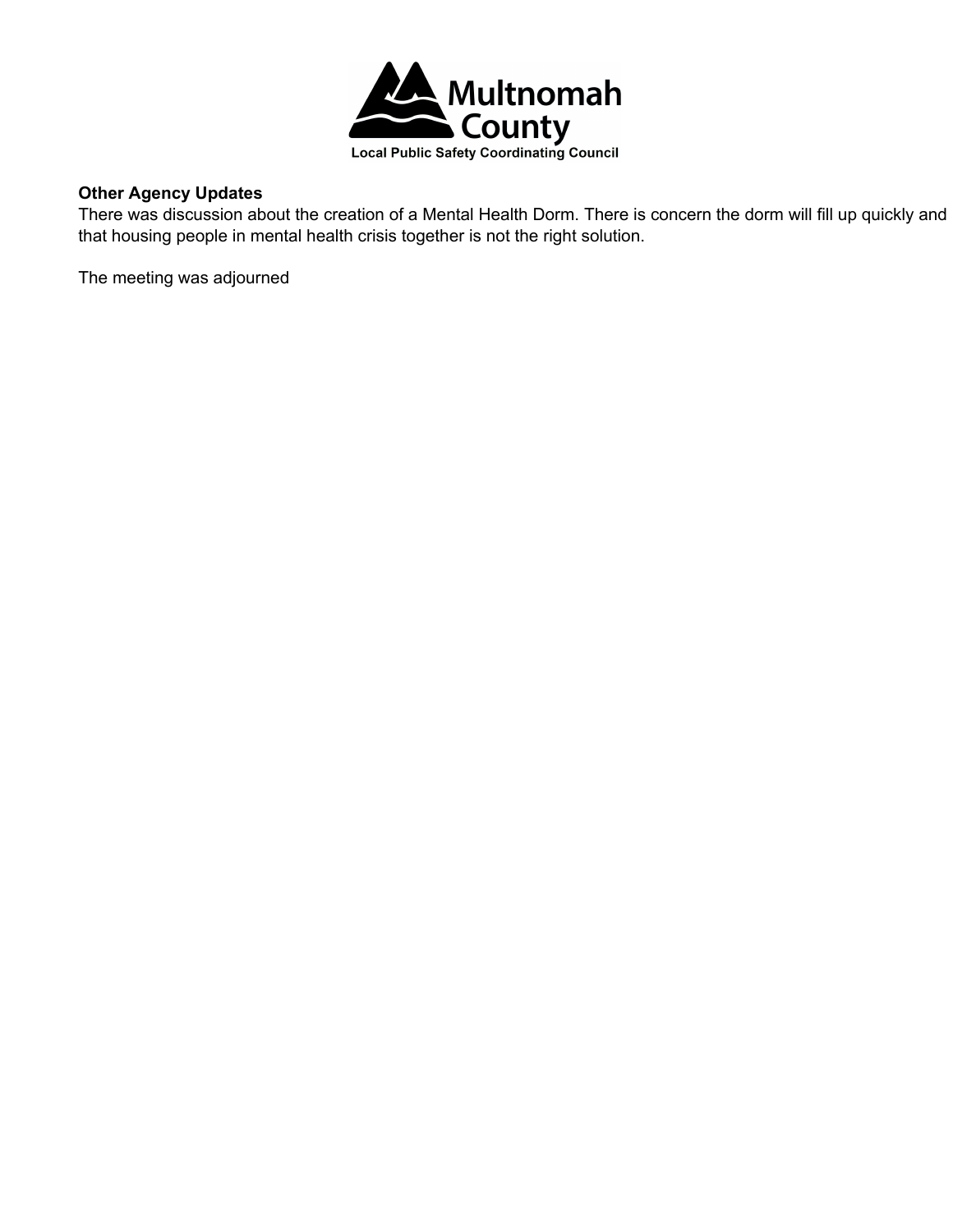**Other Agency Updates**
There was discussion about the creation of a Mental Health Dorm. There is concern the dorm will fill up quickly and that housing people in mental health crisis together is not the right solution.

The meeting was adjourned